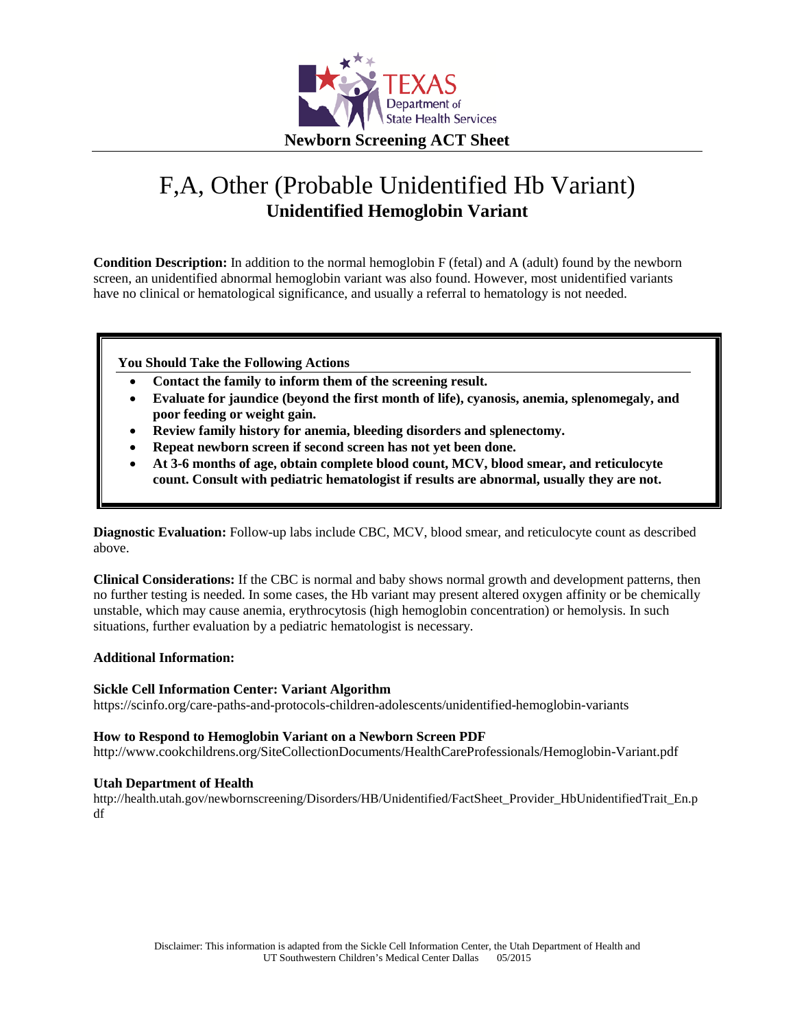Texas Department of State Health Services

**Newborn Screening ACT Sheet**

# F,A, Other (Probable Unidentified Hb Variant)

## Unidentified Hemoglobin Variant

**Condition Description:** In addition to the normal hemoglobin F (fetal) and A (adult) found by the newborn screen, an unidentified abnormal hemoglobin variant was also found. However, most unidentified variants have no clinical or hematological significance, and usually a referral to hematology is not needed.

**You Should Take the Following Actions**

- **Contact the family to inform them of the screening result.**
- **Evaluate for jaundice (beyond the first month of life), cyanosis, anemia, splenomegaly, and poor feeding or weight gain.**
- **Review family history for anemia, bleeding disorders and splenectomy.**
- **Repeat newborn screen if second screen has not yet been done.**
- **At 3-6 months of age, obtain complete blood count, MCV, blood smear, and reticulocyte count. Consult with pediatric hematologist if results are abnormal, usually they are not.**

**Diagnostic Evaluation:** Follow-up labs include CBC, MCV, blood smear, and reticulocyte count as described above.

**Clinical Considerations:** If the CBC is normal and baby shows normal growth and development patterns, then no further testing is needed. In some cases, the Hb variant may present altered oxygen affinity or be chemically unstable, which may cause anemia, erythrocytosis (high hemoglobin concentration) or hemolysis. In such situations, further evaluation by a pediatric hematologist is necessary.

**Additional Information:**

**Sickle Cell Information Center: Variant Algorithm**
https://scinfo.org/care-paths-and-protocols-children-adolescents/unidentified-hemoglobin-variants

**How to Respond to Hemoglobin Variant on a Newborn Screen PDF**
http://www.cookchildrens.org/SiteCollectionDocuments/HealthCareProfessionals/Hemoglobin-Variant.pdf

**Utah Department of Health**
http://health.utah.gov/newbornscreening/Disorders/HB/Unidentified/FactSheet_Provider_HbUnidentifiedTrait_En.pdf

Disclaimer: This information is adapted from the Sickle Cell Information Center, the Utah Department of Health and UT Southwestern Children's Medical Center Dallas 05/2015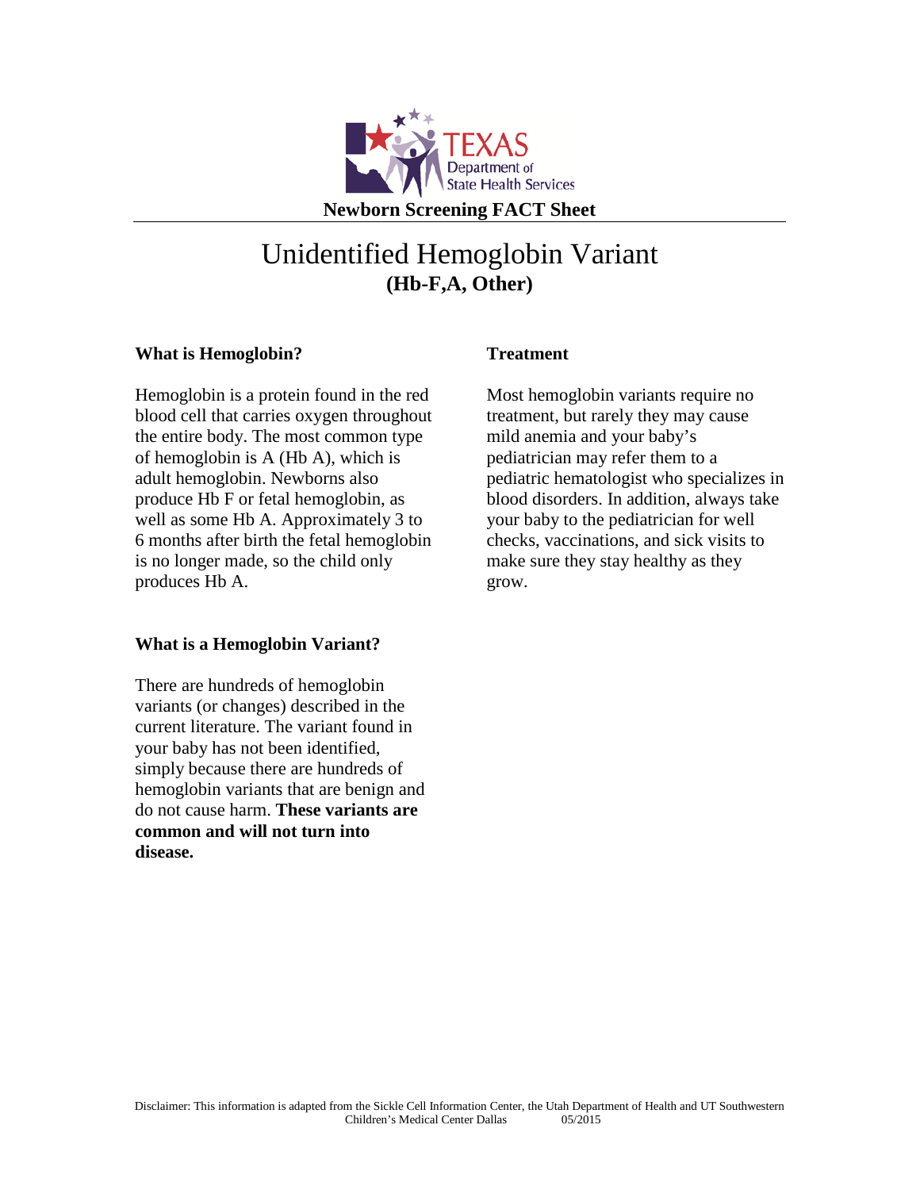**Newborn Screening FACT Sheet**

# Unidentified Hemoglobin Variant

**(Hb-F,A, Other)**

### What is Hemoglobin?

Hemoglobin is a protein found in the red blood cell that carries oxygen throughout the entire body. The most common type of hemoglobin is A (Hb A), which is adult hemoglobin. Newborns also produce Hb F or fetal hemoglobin, as well as some Hb A. Approximately 3 to 6 months after birth the fetal hemoglobin is no longer made, so the child only produces Hb A.

### What is a Hemoglobin Variant?

There are hundreds of hemoglobin variants (or changes) described in the current literature. The variant found in your baby has not been identified, simply because there are hundreds of hemoglobin variants that are benign and do not cause harm. **These variants are common and will not turn into disease.**

### Treatment

Most hemoglobin variants require no treatment, but rarely they may cause mild anemia and your baby's pediatrician may refer them to a pediatric hematologist who specializes in blood disorders. In addition, always take your baby to the pediatrician for well checks, vaccinations, and sick visits to make sure they stay healthy as they grow.

Disclaimer: This information is adapted from the Sickle Cell Information Center, the Utah Department of Health and UT Southwestern Children's Medical Center Dallas 05/2015